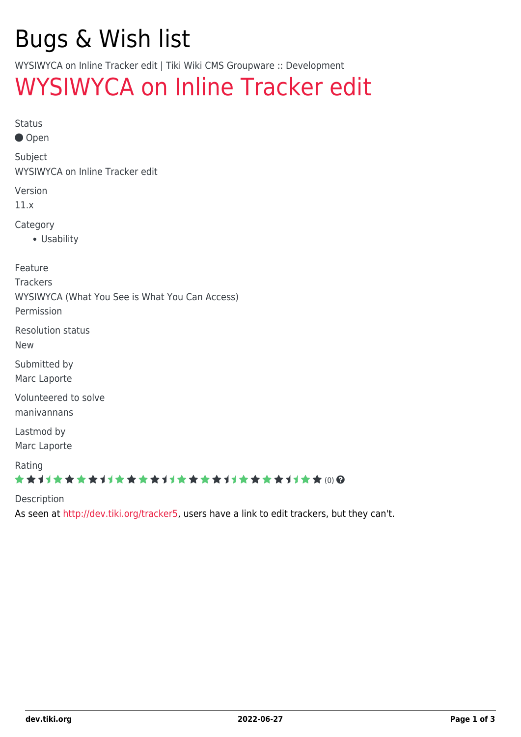# Bugs & Wish list

WYSIWYCA on Inline Tracker edit | Tiki Wiki CMS Groupware :: Development

## WYSIWYCA on Inline Tracker edit

Status

Open

Subject

WYSIWYCA on Inline Tracker edit

Version

11.x

Category

- Usability

Feature

Trackers

WYSIWYCA (What You See is What You Can Access)

Permission

Resolution status

New

Submitted by

Marc Laporte

Volunteered to solve

manivannans

Lastmod by

Marc Laporte

Rating

(0)

Description

As seen at http://dev.tiki.org/tracker5, users have a link to edit trackers, but they can't.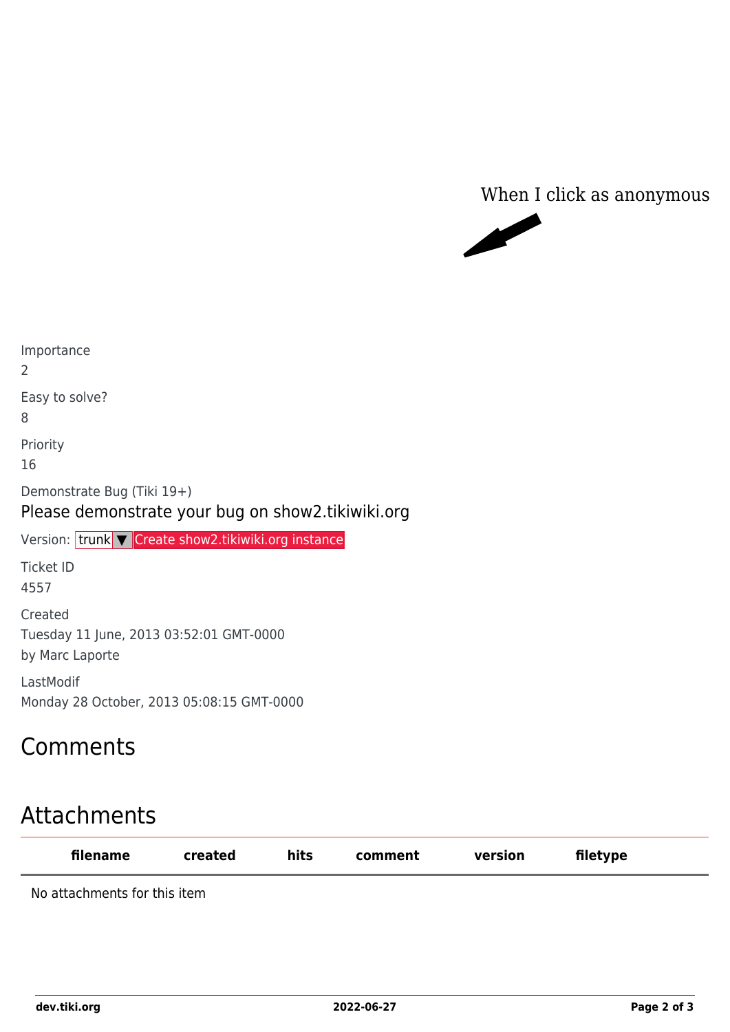When I click as anonymous

Importance

2

Easy to solve?

8

Priority

16

Demonstrate Bug (Tiki 19+)

Please demonstrate your bug on show2.tikiwiki.org

Version: trunk ▼ Create show2.tikiwiki.org instance

Ticket ID

4557

Created

Tuesday 11 June, 2013 03:52:01 GMT-0000

by Marc Laporte

LastModif

Monday 28 October, 2013 05:08:15 GMT-0000

## Comments

## Attachments

| filename | created | hits | comment | version | filetype |
|---|---|---|---|---|---|
| No attachments for this item | | | | | |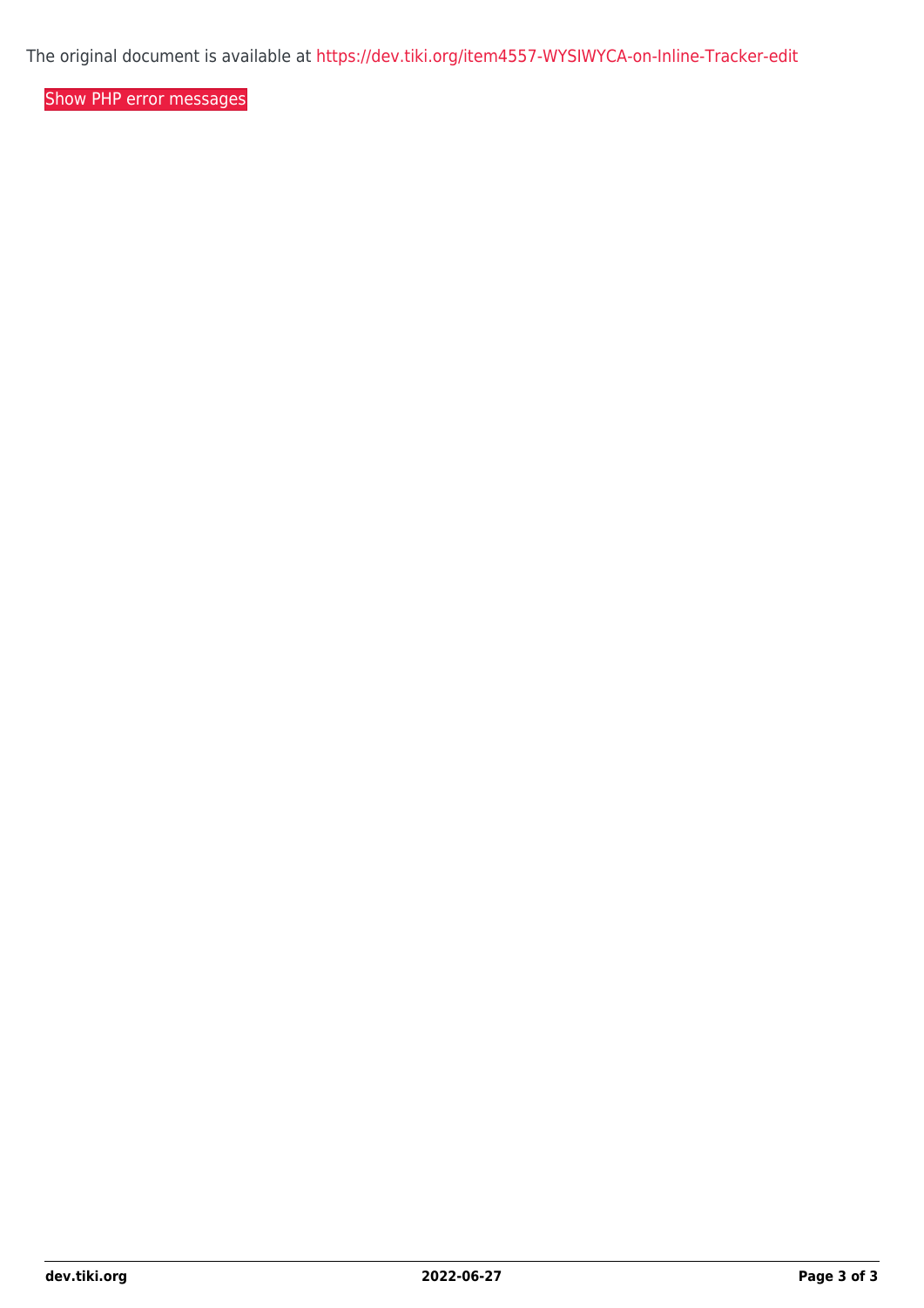The original document is available at https://dev.tiki.org/item4557-WYSIWYCA-on-Inline-Tracker-edit

Show PHP error messages